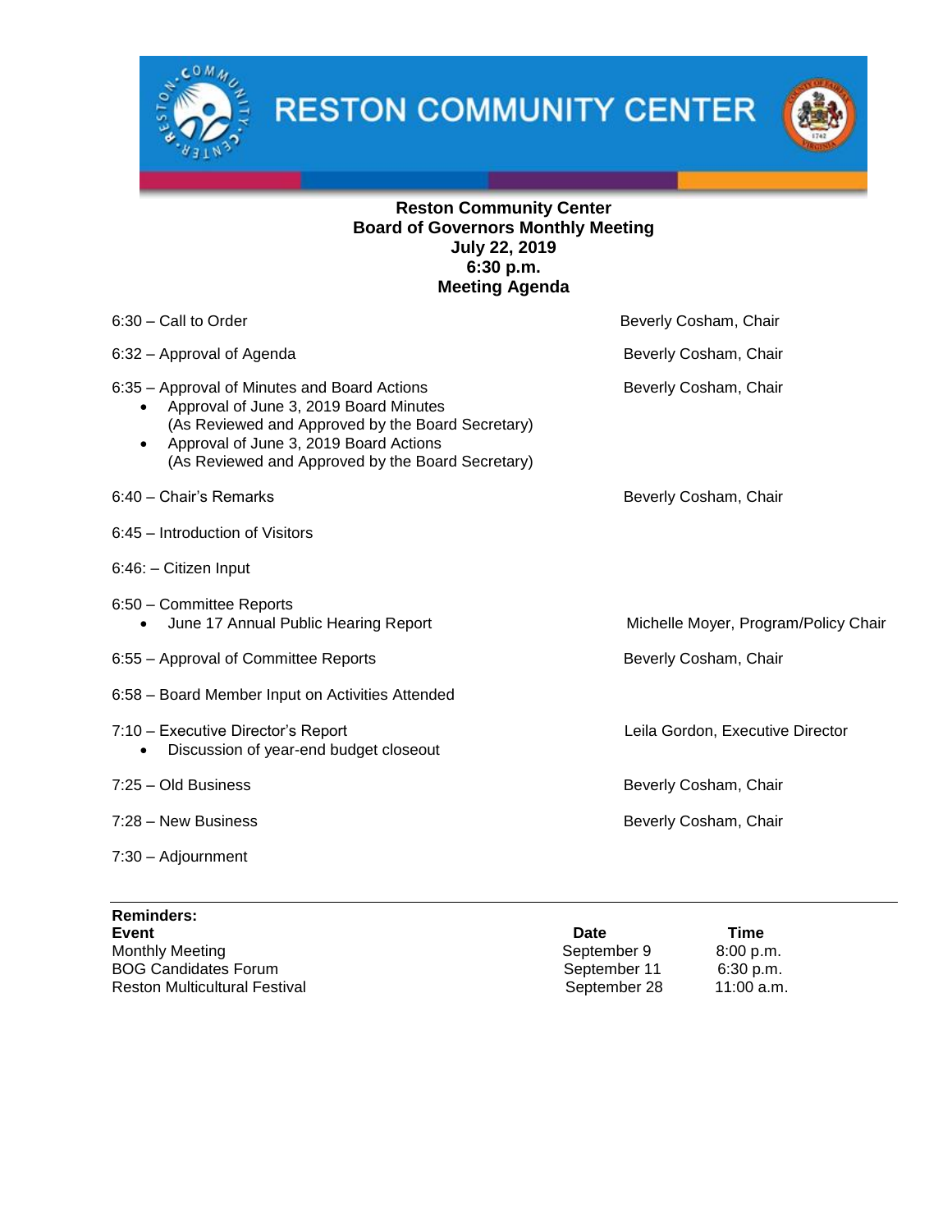# RESTON COMMUNITY CENTER

**Reston Community Center**
**Board of Governors Monthly Meeting**
**July 22, 2019**
**6:30 p.m.**
**Meeting Agenda**

6:30 – Call to Order — Beverly Cosham, Chair

6:32 – Approval of Agenda — Beverly Cosham, Chair

6:35 – Approval of Minutes and Board Actions — Beverly Cosham, Chair

- Approval of June 3, 2019 Board Minutes
  (As Reviewed and Approved by the Board Secretary)
- Approval of June 3, 2019 Board Actions
  (As Reviewed and Approved by the Board Secretary)

6:40 – Chair's Remarks — Beverly Cosham, Chair

6:45 – Introduction of Visitors

6:46: – Citizen Input

6:50 – Committee Reports

- June 17 Annual Public Hearing Report — Michelle Moyer, Program/Policy Chair

6:55 – Approval of Committee Reports — Beverly Cosham, Chair

6:58 – Board Member Input on Activities Attended

7:10 – Executive Director's Report — Leila Gordon, Executive Director

- Discussion of year-end budget closeout

7:25 – Old Business — Beverly Cosham, Chair

7:28 – New Business — Beverly Cosham, Chair

7:30 – Adjournment

**Reminders:**

| **Event** | **Date** | **Time** |
|---|---|---|
| Monthly Meeting | September 9 | 8:00 p.m. |
| BOG Candidates Forum | September 11 | 6:30 p.m. |
| Reston Multicultural Festival | September 28 | 11:00 a.m. |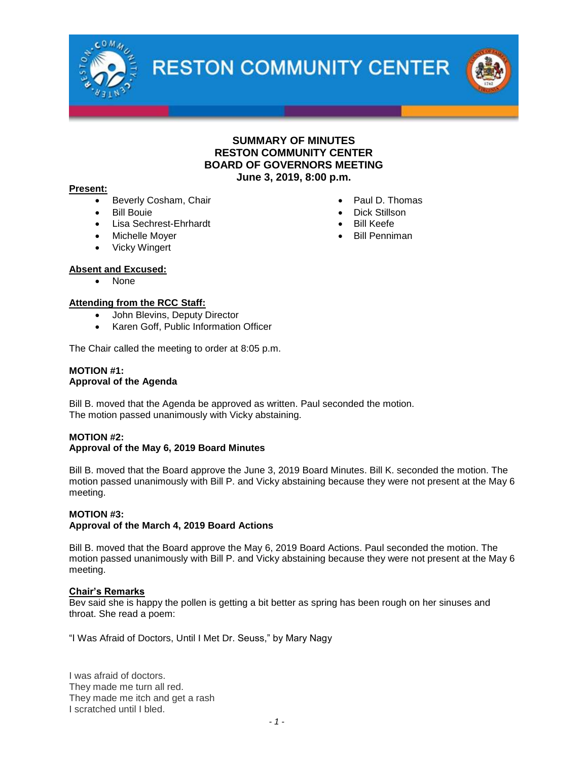**SUMMARY OF MINUTES**
**RESTON COMMUNITY CENTER**
**BOARD OF GOVERNORS MEETING**
**June 3, 2019, 8:00 p.m.**

**Present:**

- Beverly Cosham, Chair
- Bill Bouie
- Lisa Sechrest-Ehrhardt
- Michelle Moyer
- Vicky Wingert
- Paul D. Thomas
- Dick Stillson
- Bill Keefe
- Bill Penniman

**Absent and Excused:**

- None

**Attending from the RCC Staff:**

- John Blevins, Deputy Director
- Karen Goff, Public Information Officer

The Chair called the meeting to order at 8:05 p.m.

**MOTION #1:**
**Approval of the Agenda**

Bill B. moved that the Agenda be approved as written. Paul seconded the motion.
The motion passed unanimously with Vicky abstaining.

**MOTION #2:**
**Approval of the May 6, 2019 Board Minutes**

Bill B. moved that the Board approve the June 3, 2019 Board Minutes. Bill K. seconded the motion. The motion passed unanimously with Bill P. and Vicky abstaining because they were not present at the May 6 meeting.

**MOTION #3:**
**Approval of the March 4, 2019 Board Actions**

Bill B. moved that the Board approve the May 6, 2019 Board Actions. Paul seconded the motion. The motion passed unanimously with Bill P. and Vicky abstaining because they were not present at the May 6 meeting.

**Chair's Remarks**

Bev said she is happy the pollen is getting a bit better as spring has been rough on her sinuses and throat. She read a poem:

"I Was Afraid of Doctors, Until I Met Dr. Seuss," by Mary Nagy

I was afraid of doctors.
They made me turn all red.
They made me itch and get a rash
I scratched until I bled.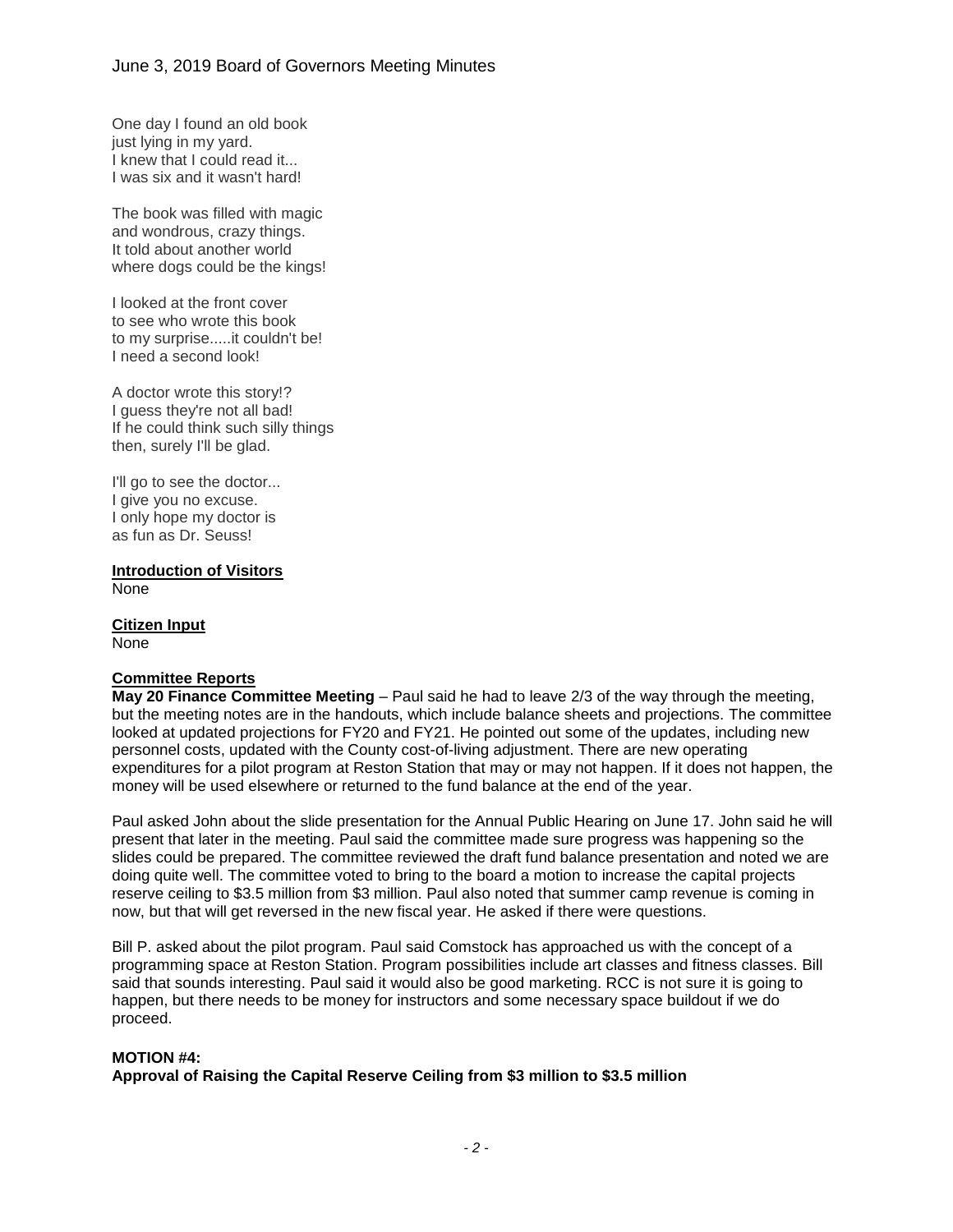One day I found an old book
just lying in my yard.
I knew that I could read it...
I was six and it wasn't hard!

The book was filled with magic
and wondrous, crazy things.
It told about another world
where dogs could be the kings!

I looked at the front cover
to see who wrote this book
to my surprise.....it couldn't be!
I need a second look!

A doctor wrote this story!?
I guess they're not all bad!
If he could think such silly things
then, surely I'll be glad.

I'll go to see the doctor...
I give you no excuse.
I only hope my doctor is
as fun as Dr. Seuss!

**Introduction of Visitors**
None

**Citizen Input**
None

**Committee Reports**

**May 20 Finance Committee Meeting** – Paul said he had to leave 2/3 of the way through the meeting, but the meeting notes are in the handouts, which include balance sheets and projections. The committee looked at updated projections for FY20 and FY21. He pointed out some of the updates, including new personnel costs, updated with the County cost-of-living adjustment. There are new operating expenditures for a pilot program at Reston Station that may or may not happen. If it does not happen, the money will be used elsewhere or returned to the fund balance at the end of the year.

Paul asked John about the slide presentation for the Annual Public Hearing on June 17. John said he will present that later in the meeting. Paul said the committee made sure progress was happening so the slides could be prepared. The committee reviewed the draft fund balance presentation and noted we are doing quite well. The committee voted to bring to the board a motion to increase the capital projects reserve ceiling to $3.5 million from $3 million. Paul also noted that summer camp revenue is coming in now, but that will get reversed in the new fiscal year. He asked if there were questions.

Bill P. asked about the pilot program. Paul said Comstock has approached us with the concept of a programming space at Reston Station. Program possibilities include art classes and fitness classes. Bill said that sounds interesting. Paul said it would also be good marketing. RCC is not sure it is going to happen, but there needs to be money for instructors and some necessary space buildout if we do proceed.

**MOTION #4:**
**Approval of Raising the Capital Reserve Ceiling from $3 million to $3.5 million**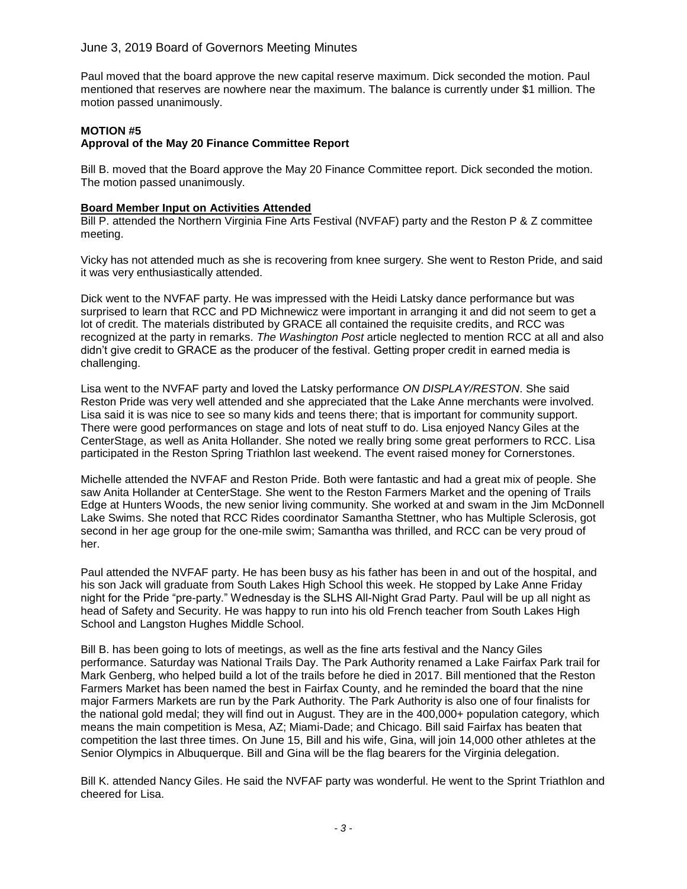Paul moved that the board approve the new capital reserve maximum. Dick seconded the motion. Paul mentioned that reserves are nowhere near the maximum. The balance is currently under $1 million. The motion passed unanimously.

**MOTION #5**
**Approval of the May 20 Finance Committee Report**

Bill B. moved that the Board approve the May 20 Finance Committee report. Dick seconded the motion. The motion passed unanimously.

**Board Member Input on Activities Attended**

Bill P. attended the Northern Virginia Fine Arts Festival (NVFAF) party and the Reston P & Z committee meeting.

Vicky has not attended much as she is recovering from knee surgery. She went to Reston Pride, and said it was very enthusiastically attended.

Dick went to the NVFAF party. He was impressed with the Heidi Latsky dance performance but was surprised to learn that RCC and PD Michnewicz were important in arranging it and did not seem to get a lot of credit. The materials distributed by GRACE all contained the requisite credits, and RCC was recognized at the party in remarks. *The Washington Post* article neglected to mention RCC at all and also didn't give credit to GRACE as the producer of the festival. Getting proper credit in earned media is challenging.

Lisa went to the NVFAF party and loved the Latsky performance *ON DISPLAY/RESTON*. She said Reston Pride was very well attended and she appreciated that the Lake Anne merchants were involved. Lisa said it is was nice to see so many kids and teens there; that is important for community support. There were good performances on stage and lots of neat stuff to do. Lisa enjoyed Nancy Giles at the CenterStage, as well as Anita Hollander. She noted we really bring some great performers to RCC. Lisa participated in the Reston Spring Triathlon last weekend. The event raised money for Cornerstones.

Michelle attended the NVFAF and Reston Pride. Both were fantastic and had a great mix of people. She saw Anita Hollander at CenterStage. She went to the Reston Farmers Market and the opening of Trails Edge at Hunters Woods, the new senior living community. She worked at and swam in the Jim McDonnell Lake Swims. She noted that RCC Rides coordinator Samantha Stettner, who has Multiple Sclerosis, got second in her age group for the one-mile swim; Samantha was thrilled, and RCC can be very proud of her.

Paul attended the NVFAF party. He has been busy as his father has been in and out of the hospital, and his son Jack will graduate from South Lakes High School this week. He stopped by Lake Anne Friday night for the Pride "pre-party." Wednesday is the SLHS All-Night Grad Party. Paul will be up all night as head of Safety and Security. He was happy to run into his old French teacher from South Lakes High School and Langston Hughes Middle School.

Bill B. has been going to lots of meetings, as well as the fine arts festival and the Nancy Giles performance. Saturday was National Trails Day. The Park Authority renamed a Lake Fairfax Park trail for Mark Genberg, who helped build a lot of the trails before he died in 2017. Bill mentioned that the Reston Farmers Market has been named the best in Fairfax County, and he reminded the board that the nine major Farmers Markets are run by the Park Authority. The Park Authority is also one of four finalists for the national gold medal; they will find out in August. They are in the 400,000+ population category, which means the main competition is Mesa, AZ; Miami-Dade; and Chicago. Bill said Fairfax has beaten that competition the last three times. On June 15, Bill and his wife, Gina, will join 14,000 other athletes at the Senior Olympics in Albuquerque. Bill and Gina will be the flag bearers for the Virginia delegation.

Bill K. attended Nancy Giles. He said the NVFAF party was wonderful. He went to the Sprint Triathlon and cheered for Lisa.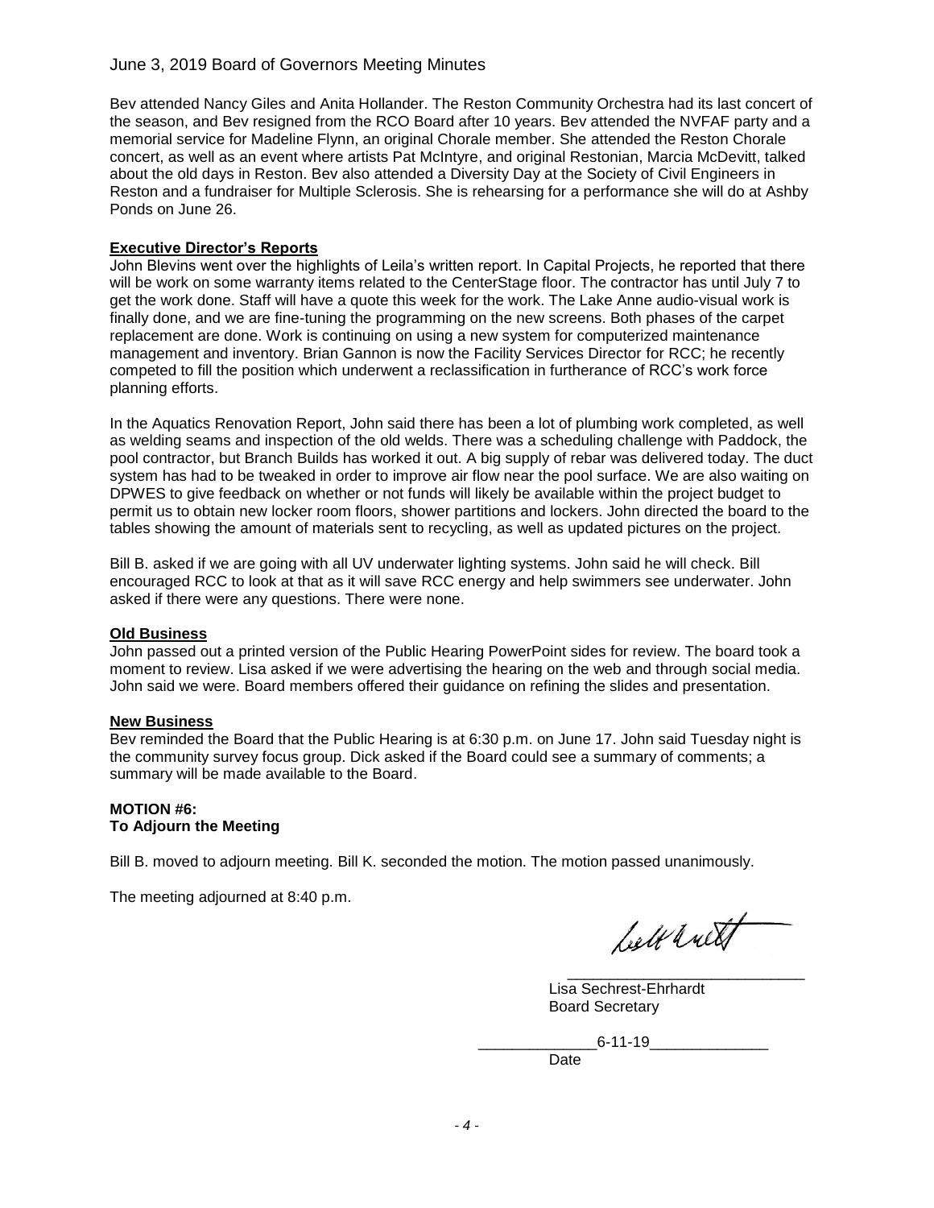Bev attended Nancy Giles and Anita Hollander. The Reston Community Orchestra had its last concert of the season, and Bev resigned from the RCO Board after 10 years. Bev attended the NVFAF party and a memorial service for Madeline Flynn, an original Chorale member. She attended the Reston Chorale concert, as well as an event where artists Pat McIntyre, and original Restonian, Marcia McDevitt, talked about the old days in Reston. Bev also attended a Diversity Day at the Society of Civil Engineers in Reston and a fundraiser for Multiple Sclerosis. She is rehearsing for a performance she will do at Ashby Ponds on June 26.

**Executive Director's Reports**

John Blevins went over the highlights of Leila's written report. In Capital Projects, he reported that there will be work on some warranty items related to the CenterStage floor. The contractor has until July 7 to get the work done. Staff will have a quote this week for the work. The Lake Anne audio-visual work is finally done, and we are fine-tuning the programming on the new screens. Both phases of the carpet replacement are done. Work is continuing on using a new system for computerized maintenance management and inventory. Brian Gannon is now the Facility Services Director for RCC; he recently competed to fill the position which underwent a reclassification in furtherance of RCC's work force planning efforts.

In the Aquatics Renovation Report, John said there has been a lot of plumbing work completed, as well as welding seams and inspection of the old welds. There was a scheduling challenge with Paddock, the pool contractor, but Branch Builds has worked it out. A big supply of rebar was delivered today. The duct system has had to be tweaked in order to improve air flow near the pool surface. We are also waiting on DPWES to give feedback on whether or not funds will likely be available within the project budget to permit us to obtain new locker room floors, shower partitions and lockers. John directed the board to the tables showing the amount of materials sent to recycling, as well as updated pictures on the project.

Bill B. asked if we are going with all UV underwater lighting systems. John said he will check. Bill encouraged RCC to look at that as it will save RCC energy and help swimmers see underwater. John asked if there were any questions. There were none.

**Old Business**

John passed out a printed version of the Public Hearing PowerPoint sides for review. The board took a moment to review. Lisa asked if we were advertising the hearing on the web and through social media. John said we were. Board members offered their guidance on refining the slides and presentation.

**New Business**

Bev reminded the Board that the Public Hearing is at 6:30 p.m. on June 17. John said Tuesday night is the community survey focus group. Dick asked if the Board could see a summary of comments; a summary will be made available to the Board.

**MOTION #6:**
**To Adjourn the Meeting**

Bill B. moved to adjourn meeting. Bill K. seconded the motion. The motion passed unanimously.

The meeting adjourned at 8:40 p.m.

[signature]

Lisa Sechrest-Ehrhardt
Board Secretary

6-11-19
Date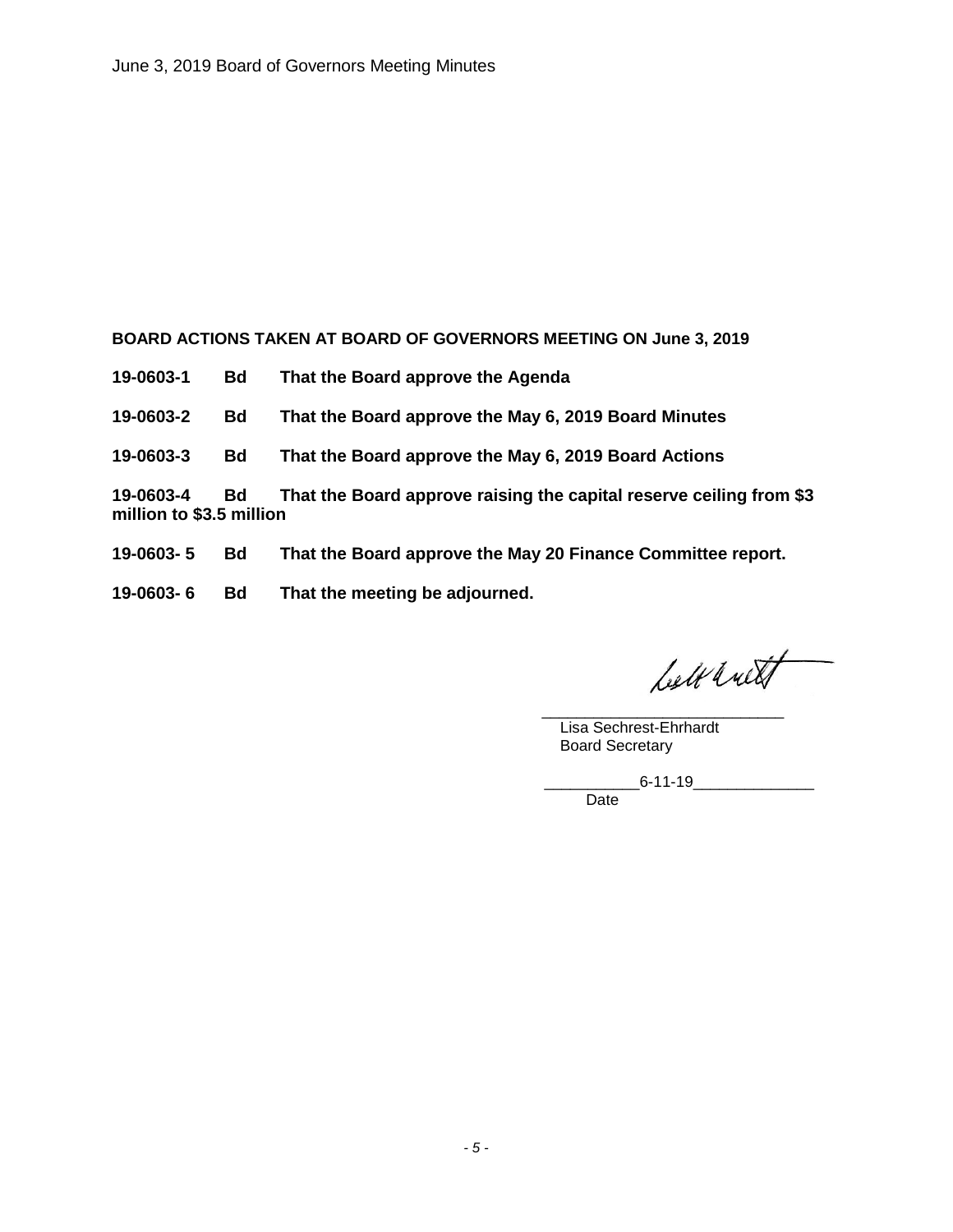**BOARD ACTIONS TAKEN AT BOARD OF GOVERNORS MEETING ON June 3, 2019**

**19-0603-1 Bd That the Board approve the Agenda**

**19-0603-2 Bd That the Board approve the May 6, 2019 Board Minutes**

**19-0603-3 Bd That the Board approve the May 6, 2019 Board Actions**

**19-0603-4 Bd That the Board approve raising the capital reserve ceiling from $3 million to $3.5 million**

**19-0603- 5 Bd That the Board approve the May 20 Finance Committee report.**

**19-0603- 6 Bd That the meeting be adjourned.**

\_\_\_\_\_\_\_\_\_\_\_\_\_\_\_\_\_\_\_\_\_\_\_\_\_\_\_
Lisa Sechrest-Ehrhardt
Board Secretary

\_\_\_\_\_\_\_\_\_\_\_6-11-19\_\_\_\_\_\_\_\_\_\_\_\_\_\_
Date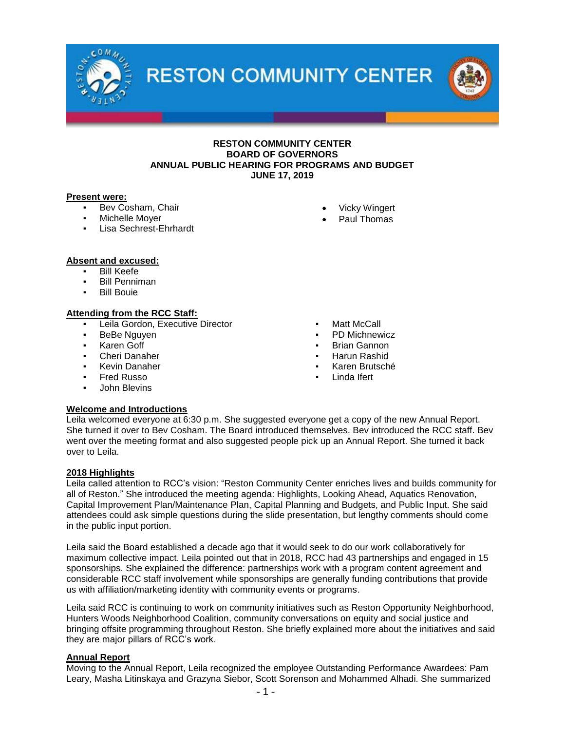# RESTON COMMUNITY CENTER

**RESTON COMMUNITY CENTER**
**BOARD OF GOVERNORS**
**ANNUAL PUBLIC HEARING FOR PROGRAMS AND BUDGET**
**JUNE 17, 2019**

**Present were:**

- Bev Cosham, Chair
- Michelle Moyer
- Lisa Sechrest-Ehrhardt
- Vicky Wingert
- Paul Thomas

**Absent and excused:**

- Bill Keefe
- Bill Penniman
- Bill Bouie

**Attending from the RCC Staff:**

- Leila Gordon, Executive Director
- BeBe Nguyen
- Karen Goff
- Cheri Danaher
- Kevin Danaher
- Fred Russo
- John Blevins
- Matt McCall
- PD Michnewicz
- Brian Gannon
- Harun Rashid
- Karen Brutsché
- Linda Ifert

**Welcome and Introductions**

Leila welcomed everyone at 6:30 p.m. She suggested everyone get a copy of the new Annual Report. She turned it over to Bev Cosham. The Board introduced themselves. Bev introduced the RCC staff. Bev went over the meeting format and also suggested people pick up an Annual Report. She turned it back over to Leila.

**2018 Highlights**

Leila called attention to RCC's vision: "Reston Community Center enriches lives and builds community for all of Reston." She introduced the meeting agenda: Highlights, Looking Ahead, Aquatics Renovation, Capital Improvement Plan/Maintenance Plan, Capital Planning and Budgets, and Public Input. She said attendees could ask simple questions during the slide presentation, but lengthy comments should come in the public input portion.

Leila said the Board established a decade ago that it would seek to do our work collaboratively for maximum collective impact. Leila pointed out that in 2018, RCC had 43 partnerships and engaged in 15 sponsorships. She explained the difference: partnerships work with a program content agreement and considerable RCC staff involvement while sponsorships are generally funding contributions that provide us with affiliation/marketing identity with community events or programs.

Leila said RCC is continuing to work on community initiatives such as Reston Opportunity Neighborhood, Hunters Woods Neighborhood Coalition, community conversations on equity and social justice and bringing offsite programming throughout Reston. She briefly explained more about the initiatives and said they are major pillars of RCC's work.

**Annual Report**

Moving to the Annual Report, Leila recognized the employee Outstanding Performance Awardees: Pam Leary, Masha Litinskaya and Grazyna Siebor, Scott Sorenson and Mohammed Alhadi. She summarized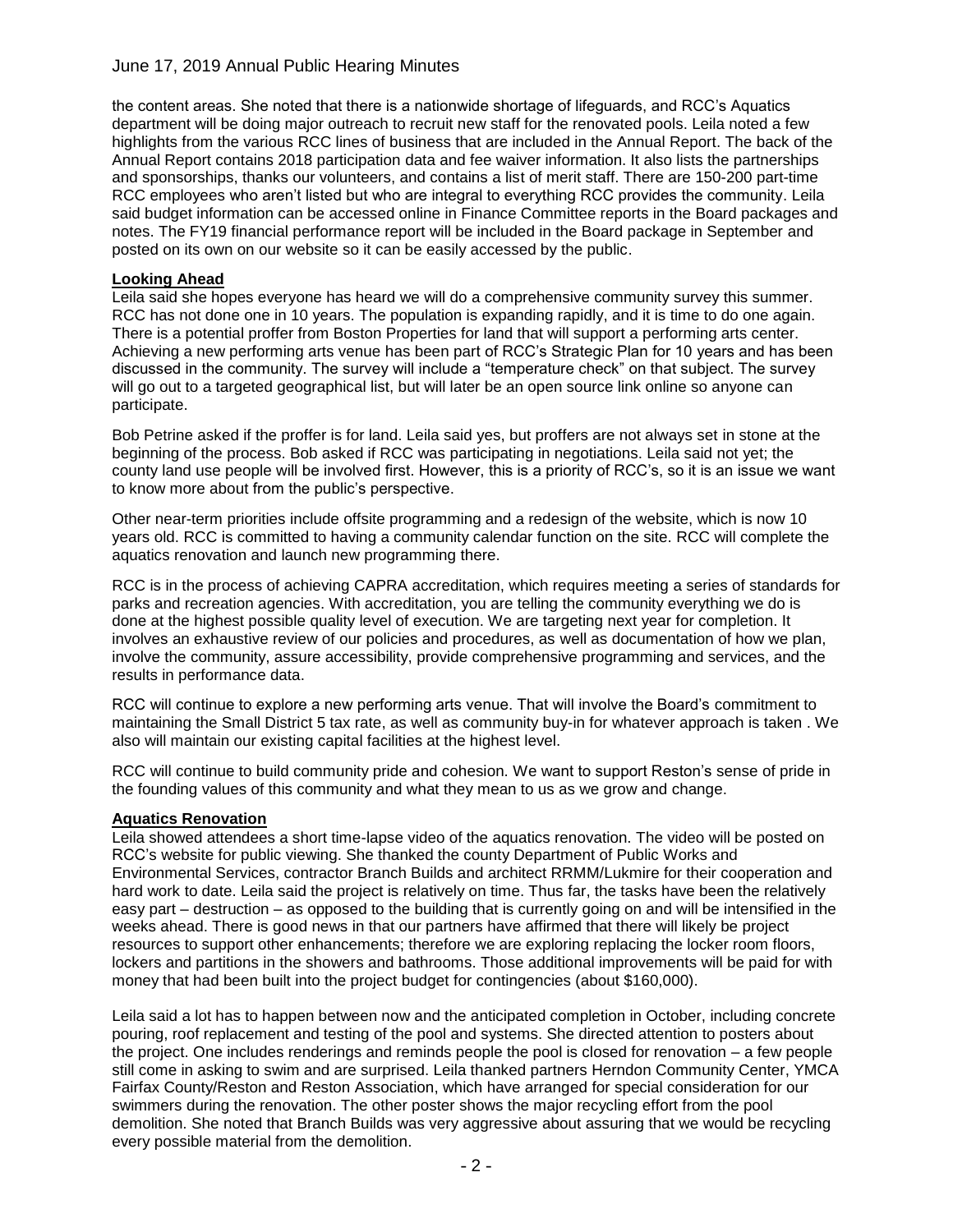the content areas. She noted that there is a nationwide shortage of lifeguards, and RCC's Aquatics department will be doing major outreach to recruit new staff for the renovated pools. Leila noted a few highlights from the various RCC lines of business that are included in the Annual Report. The back of the Annual Report contains 2018 participation data and fee waiver information. It also lists the partnerships and sponsorships, thanks our volunteers, and contains a list of merit staff. There are 150-200 part-time RCC employees who aren't listed but who are integral to everything RCC provides the community. Leila said budget information can be accessed online in Finance Committee reports in the Board packages and notes. The FY19 financial performance report will be included in the Board package in September and posted on its own on our website so it can be easily accessed by the public.

## Looking Ahead

Leila said she hopes everyone has heard we will do a comprehensive community survey this summer. RCC has not done one in 10 years. The population is expanding rapidly, and it is time to do one again. There is a potential proffer from Boston Properties for land that will support a performing arts center. Achieving a new performing arts venue has been part of RCC's Strategic Plan for 10 years and has been discussed in the community. The survey will include a "temperature check" on that subject. The survey will go out to a targeted geographical list, but will later be an open source link online so anyone can participate.

Bob Petrine asked if the proffer is for land. Leila said yes, but proffers are not always set in stone at the beginning of the process. Bob asked if RCC was participating in negotiations. Leila said not yet; the county land use people will be involved first. However, this is a priority of RCC's, so it is an issue we want to know more about from the public's perspective.

Other near-term priorities include offsite programming and a redesign of the website, which is now 10 years old. RCC is committed to having a community calendar function on the site. RCC will complete the aquatics renovation and launch new programming there.

RCC is in the process of achieving CAPRA accreditation, which requires meeting a series of standards for parks and recreation agencies. With accreditation, you are telling the community everything we do is done at the highest possible quality level of execution. We are targeting next year for completion. It involves an exhaustive review of our policies and procedures, as well as documentation of how we plan, involve the community, assure accessibility, provide comprehensive programming and services, and the results in performance data.

RCC will continue to explore a new performing arts venue. That will involve the Board's commitment to maintaining the Small District 5 tax rate, as well as community buy-in for whatever approach is taken . We also will maintain our existing capital facilities at the highest level.

RCC will continue to build community pride and cohesion. We want to support Reston's sense of pride in the founding values of this community and what they mean to us as we grow and change.

## Aquatics Renovation

Leila showed attendees a short time-lapse video of the aquatics renovation. The video will be posted on RCC's website for public viewing. She thanked the county Department of Public Works and Environmental Services, contractor Branch Builds and architect RRMM/Lukmire for their cooperation and hard work to date. Leila said the project is relatively on time. Thus far, the tasks have been the relatively easy part – destruction – as opposed to the building that is currently going on and will be intensified in the weeks ahead. There is good news in that our partners have affirmed that there will likely be project resources to support other enhancements; therefore we are exploring replacing the locker room floors, lockers and partitions in the showers and bathrooms. Those additional improvements will be paid for with money that had been built into the project budget for contingencies (about $160,000).

Leila said a lot has to happen between now and the anticipated completion in October, including concrete pouring, roof replacement and testing of the pool and systems. She directed attention to posters about the project. One includes renderings and reminds people the pool is closed for renovation – a few people still come in asking to swim and are surprised. Leila thanked partners Herndon Community Center, YMCA Fairfax County/Reston and Reston Association, which have arranged for special consideration for our swimmers during the renovation. The other poster shows the major recycling effort from the pool demolition. She noted that Branch Builds was very aggressive about assuring that we would be recycling every possible material from the demolition.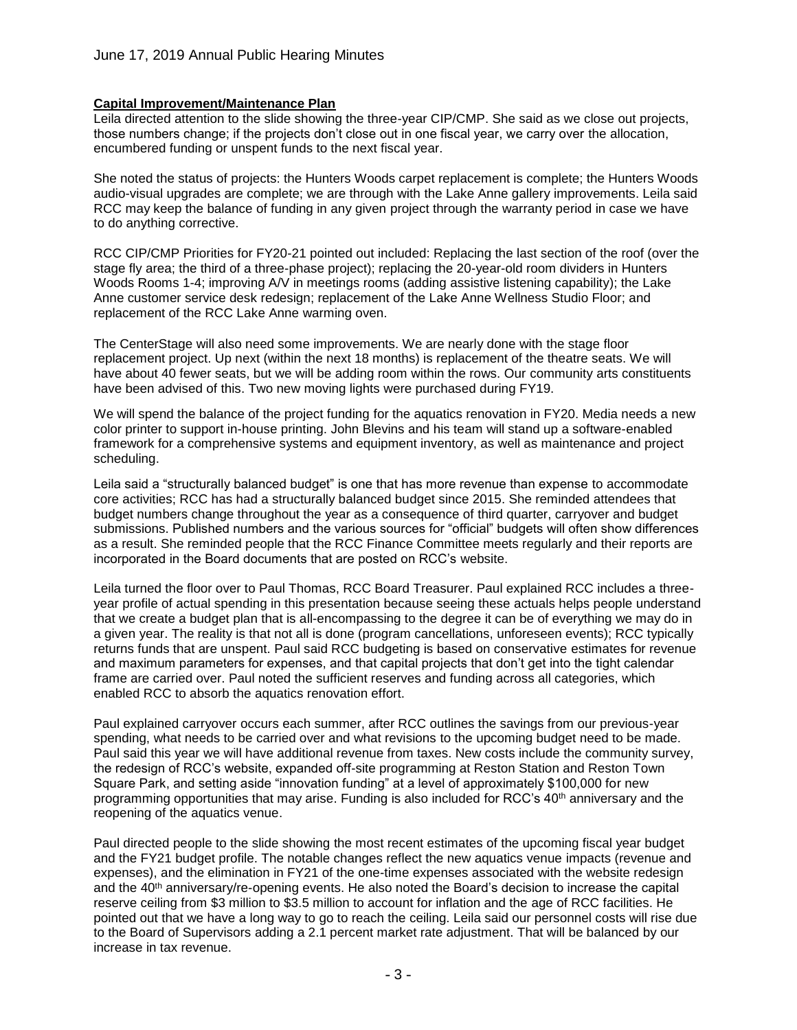**Capital Improvement/Maintenance Plan**

Leila directed attention to the slide showing the three-year CIP/CMP. She said as we close out projects, those numbers change; if the projects don't close out in one fiscal year, we carry over the allocation, encumbered funding or unspent funds to the next fiscal year.

She noted the status of projects: the Hunters Woods carpet replacement is complete; the Hunters Woods audio-visual upgrades are complete; we are through with the Lake Anne gallery improvements. Leila said RCC may keep the balance of funding in any given project through the warranty period in case we have to do anything corrective.

RCC CIP/CMP Priorities for FY20-21 pointed out included: Replacing the last section of the roof (over the stage fly area; the third of a three-phase project); replacing the 20-year-old room dividers in Hunters Woods Rooms 1-4; improving A/V in meetings rooms (adding assistive listening capability); the Lake Anne customer service desk redesign; replacement of the Lake Anne Wellness Studio Floor; and replacement of the RCC Lake Anne warming oven.

The CenterStage will also need some improvements. We are nearly done with the stage floor replacement project. Up next (within the next 18 months) is replacement of the theatre seats. We will have about 40 fewer seats, but we will be adding room within the rows. Our community arts constituents have been advised of this. Two new moving lights were purchased during FY19.

We will spend the balance of the project funding for the aquatics renovation in FY20. Media needs a new color printer to support in-house printing. John Blevins and his team will stand up a software-enabled framework for a comprehensive systems and equipment inventory, as well as maintenance and project scheduling.

Leila said a "structurally balanced budget" is one that has more revenue than expense to accommodate core activities; RCC has had a structurally balanced budget since 2015. She reminded attendees that budget numbers change throughout the year as a consequence of third quarter, carryover and budget submissions. Published numbers and the various sources for "official" budgets will often show differences as a result. She reminded people that the RCC Finance Committee meets regularly and their reports are incorporated in the Board documents that are posted on RCC's website.

Leila turned the floor over to Paul Thomas, RCC Board Treasurer. Paul explained RCC includes a three-year profile of actual spending in this presentation because seeing these actuals helps people understand that we create a budget plan that is all-encompassing to the degree it can be of everything we may do in a given year. The reality is that not all is done (program cancellations, unforeseen events); RCC typically returns funds that are unspent. Paul said RCC budgeting is based on conservative estimates for revenue and maximum parameters for expenses, and that capital projects that don't get into the tight calendar frame are carried over. Paul noted the sufficient reserves and funding across all categories, which enabled RCC to absorb the aquatics renovation effort.

Paul explained carryover occurs each summer, after RCC outlines the savings from our previous-year spending, what needs to be carried over and what revisions to the upcoming budget need to be made. Paul said this year we will have additional revenue from taxes. New costs include the community survey, the redesign of RCC's website, expanded off-site programming at Reston Station and Reston Town Square Park, and setting aside "innovation funding" at a level of approximately $100,000 for new programming opportunities that may arise. Funding is also included for RCC's 40th anniversary and the reopening of the aquatics venue.

Paul directed people to the slide showing the most recent estimates of the upcoming fiscal year budget and the FY21 budget profile. The notable changes reflect the new aquatics venue impacts (revenue and expenses), and the elimination in FY21 of the one-time expenses associated with the website redesign and the 40th anniversary/re-opening events. He also noted the Board's decision to increase the capital reserve ceiling from $3 million to $3.5 million to account for inflation and the age of RCC facilities. He pointed out that we have a long way to go to reach the ceiling. Leila said our personnel costs will rise due to the Board of Supervisors adding a 2.1 percent market rate adjustment. That will be balanced by our increase in tax revenue.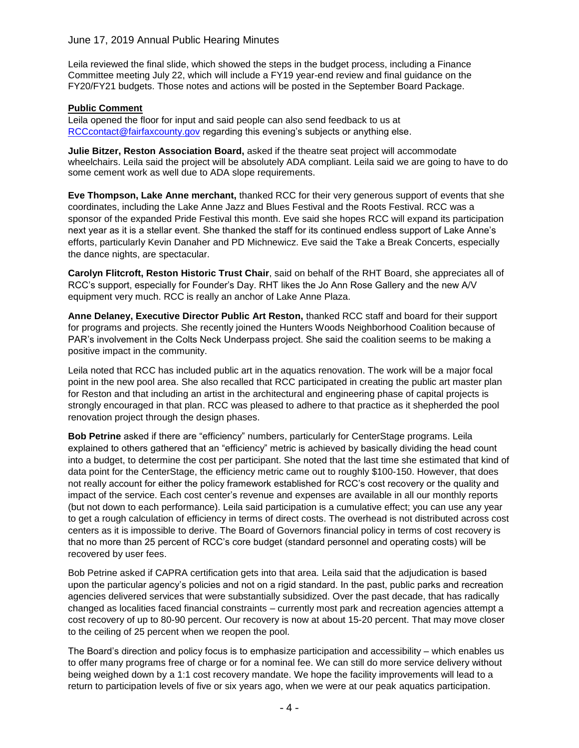Leila reviewed the final slide, which showed the steps in the budget process, including a Finance Committee meeting July 22, which will include a FY19 year-end review and final guidance on the FY20/FY21 budgets. Those notes and actions will be posted in the September Board Package.

**Public Comment**

Leila opened the floor for input and said people can also send feedback to us at RCCcontact@fairfaxcounty.gov regarding this evening's subjects or anything else.

**Julie Bitzer, Reston Association Board,** asked if the theatre seat project will accommodate wheelchairs. Leila said the project will be absolutely ADA compliant. Leila said we are going to have to do some cement work as well due to ADA slope requirements.

**Eve Thompson, Lake Anne merchant,** thanked RCC for their very generous support of events that she coordinates, including the Lake Anne Jazz and Blues Festival and the Roots Festival. RCC was a sponsor of the expanded Pride Festival this month. Eve said she hopes RCC will expand its participation next year as it is a stellar event. She thanked the staff for its continued endless support of Lake Anne's efforts, particularly Kevin Danaher and PD Michnewicz. Eve said the Take a Break Concerts, especially the dance nights, are spectacular.

**Carolyn Flitcroft, Reston Historic Trust Chair**, said on behalf of the RHT Board, she appreciates all of RCC's support, especially for Founder's Day. RHT likes the Jo Ann Rose Gallery and the new A/V equipment very much. RCC is really an anchor of Lake Anne Plaza.

**Anne Delaney, Executive Director Public Art Reston,** thanked RCC staff and board for their support for programs and projects. She recently joined the Hunters Woods Neighborhood Coalition because of PAR's involvement in the Colts Neck Underpass project. She said the coalition seems to be making a positive impact in the community.

Leila noted that RCC has included public art in the aquatics renovation. The work will be a major focal point in the new pool area. She also recalled that RCC participated in creating the public art master plan for Reston and that including an artist in the architectural and engineering phase of capital projects is strongly encouraged in that plan. RCC was pleased to adhere to that practice as it shepherded the pool renovation project through the design phases.

**Bob Petrine** asked if there are "efficiency" numbers, particularly for CenterStage programs. Leila explained to others gathered that an "efficiency" metric is achieved by basically dividing the head count into a budget, to determine the cost per participant. She noted that the last time she estimated that kind of data point for the CenterStage, the efficiency metric came out to roughly $100-150. However, that does not really account for either the policy framework established for RCC's cost recovery or the quality and impact of the service. Each cost center's revenue and expenses are available in all our monthly reports (but not down to each performance). Leila said participation is a cumulative effect; you can use any year to get a rough calculation of efficiency in terms of direct costs. The overhead is not distributed across cost centers as it is impossible to derive. The Board of Governors financial policy in terms of cost recovery is that no more than 25 percent of RCC's core budget (standard personnel and operating costs) will be recovered by user fees.

Bob Petrine asked if CAPRA certification gets into that area. Leila said that the adjudication is based upon the particular agency's policies and not on a rigid standard. In the past, public parks and recreation agencies delivered services that were substantially subsidized. Over the past decade, that has radically changed as localities faced financial constraints – currently most park and recreation agencies attempt a cost recovery of up to 80-90 percent. Our recovery is now at about 15-20 percent. That may move closer to the ceiling of 25 percent when we reopen the pool.

The Board's direction and policy focus is to emphasize participation and accessibility – which enables us to offer many programs free of charge or for a nominal fee. We can still do more service delivery without being weighed down by a 1:1 cost recovery mandate. We hope the facility improvements will lead to a return to participation levels of five or six years ago, when we were at our peak aquatics participation.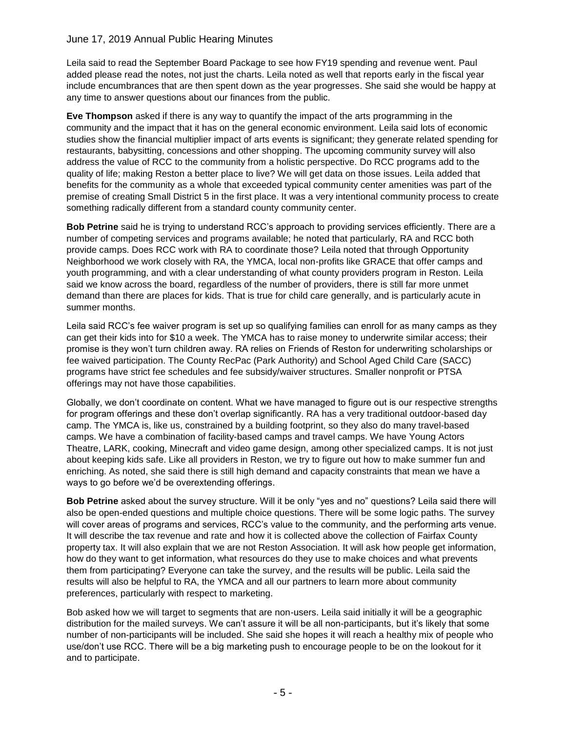Leila said to read the September Board Package to see how FY19 spending and revenue went. Paul added please read the notes, not just the charts. Leila noted as well that reports early in the fiscal year include encumbrances that are then spent down as the year progresses. She said she would be happy at any time to answer questions about our finances from the public.

**Eve Thompson** asked if there is any way to quantify the impact of the arts programming in the community and the impact that it has on the general economic environment. Leila said lots of economic studies show the financial multiplier impact of arts events is significant; they generate related spending for restaurants, babysitting, concessions and other shopping. The upcoming community survey will also address the value of RCC to the community from a holistic perspective. Do RCC programs add to the quality of life; making Reston a better place to live? We will get data on those issues. Leila added that benefits for the community as a whole that exceeded typical community center amenities was part of the premise of creating Small District 5 in the first place. It was a very intentional community process to create something radically different from a standard county community center.

**Bob Petrine** said he is trying to understand RCC's approach to providing services efficiently. There are a number of competing services and programs available; he noted that particularly, RA and RCC both provide camps. Does RCC work with RA to coordinate those? Leila noted that through Opportunity Neighborhood we work closely with RA, the YMCA, local non-profits like GRACE that offer camps and youth programming, and with a clear understanding of what county providers program in Reston. Leila said we know across the board, regardless of the number of providers, there is still far more unmet demand than there are places for kids. That is true for child care generally, and is particularly acute in summer months.

Leila said RCC's fee waiver program is set up so qualifying families can enroll for as many camps as they can get their kids into for $10 a week. The YMCA has to raise money to underwrite similar access; their promise is they won't turn children away. RA relies on Friends of Reston for underwriting scholarships or fee waived participation. The County RecPac (Park Authority) and School Aged Child Care (SACC) programs have strict fee schedules and fee subsidy/waiver structures. Smaller nonprofit or PTSA offerings may not have those capabilities.

Globally, we don't coordinate on content. What we have managed to figure out is our respective strengths for program offerings and these don't overlap significantly. RA has a very traditional outdoor-based day camp. The YMCA is, like us, constrained by a building footprint, so they also do many travel-based camps. We have a combination of facility-based camps and travel camps. We have Young Actors Theatre, LARK, cooking, Minecraft and video game design, among other specialized camps. It is not just about keeping kids safe. Like all providers in Reston, we try to figure out how to make summer fun and enriching. As noted, she said there is still high demand and capacity constraints that mean we have a ways to go before we'd be overextending offerings.

**Bob Petrine** asked about the survey structure. Will it be only "yes and no" questions? Leila said there will also be open-ended questions and multiple choice questions. There will be some logic paths. The survey will cover areas of programs and services, RCC's value to the community, and the performing arts venue. It will describe the tax revenue and rate and how it is collected above the collection of Fairfax County property tax. It will also explain that we are not Reston Association. It will ask how people get information, how do they want to get information, what resources do they use to make choices and what prevents them from participating? Everyone can take the survey, and the results will be public. Leila said the results will also be helpful to RA, the YMCA and all our partners to learn more about community preferences, particularly with respect to marketing.

Bob asked how we will target to segments that are non-users. Leila said initially it will be a geographic distribution for the mailed surveys. We can't assure it will be all non-participants, but it's likely that some number of non-participants will be included. She said she hopes it will reach a healthy mix of people who use/don't use RCC. There will be a big marketing push to encourage people to be on the lookout for it and to participate.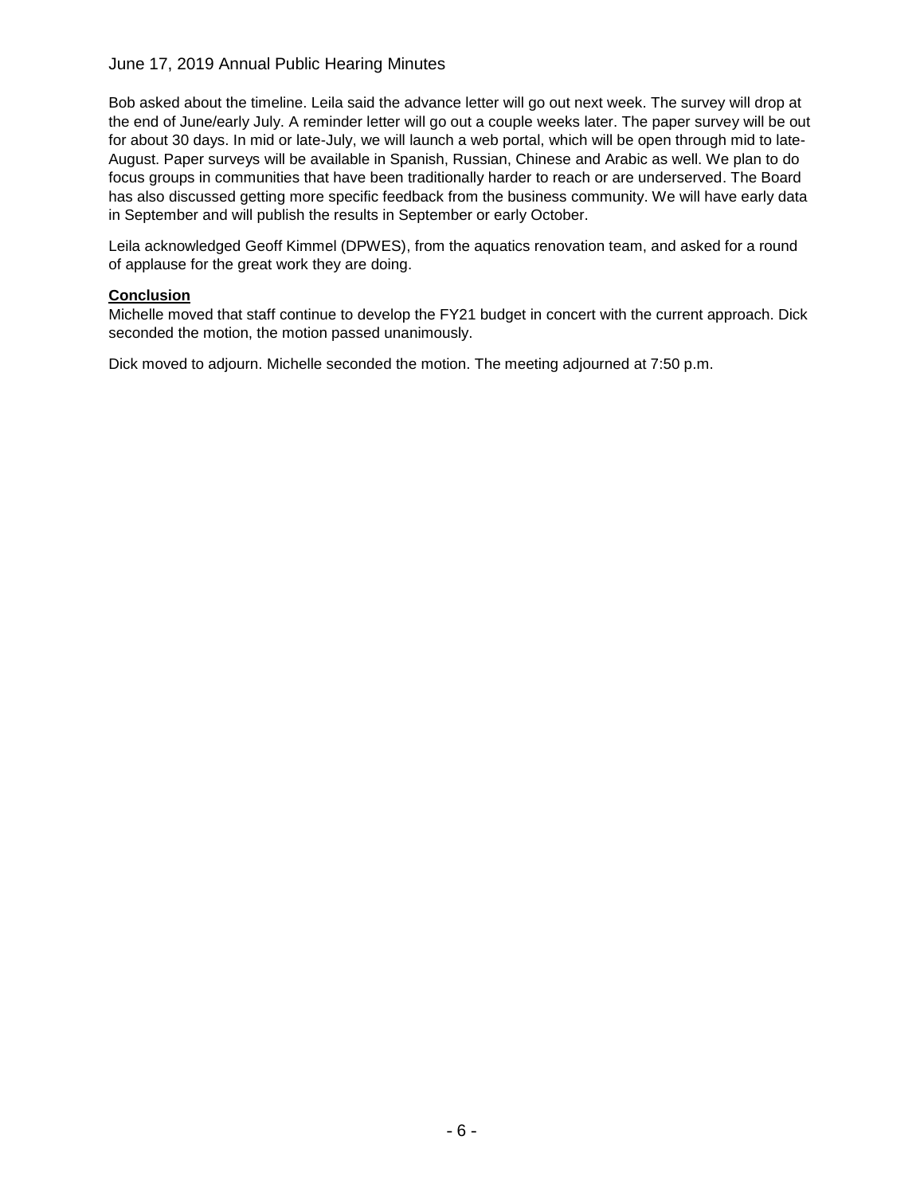Bob asked about the timeline. Leila said the advance letter will go out next week. The survey will drop at the end of June/early July. A reminder letter will go out a couple weeks later. The paper survey will be out for about 30 days. In mid or late-July, we will launch a web portal, which will be open through mid to late-August. Paper surveys will be available in Spanish, Russian, Chinese and Arabic as well. We plan to do focus groups in communities that have been traditionally harder to reach or are underserved. The Board has also discussed getting more specific feedback from the business community. We will have early data in September and will publish the results in September or early October.

Leila acknowledged Geoff Kimmel (DPWES), from the aquatics renovation team, and asked for a round of applause for the great work they are doing.

**Conclusion**

Michelle moved that staff continue to develop the FY21 budget in concert with the current approach. Dick seconded the motion, the motion passed unanimously.

Dick moved to adjourn. Michelle seconded the motion. The meeting adjourned at 7:50 p.m.